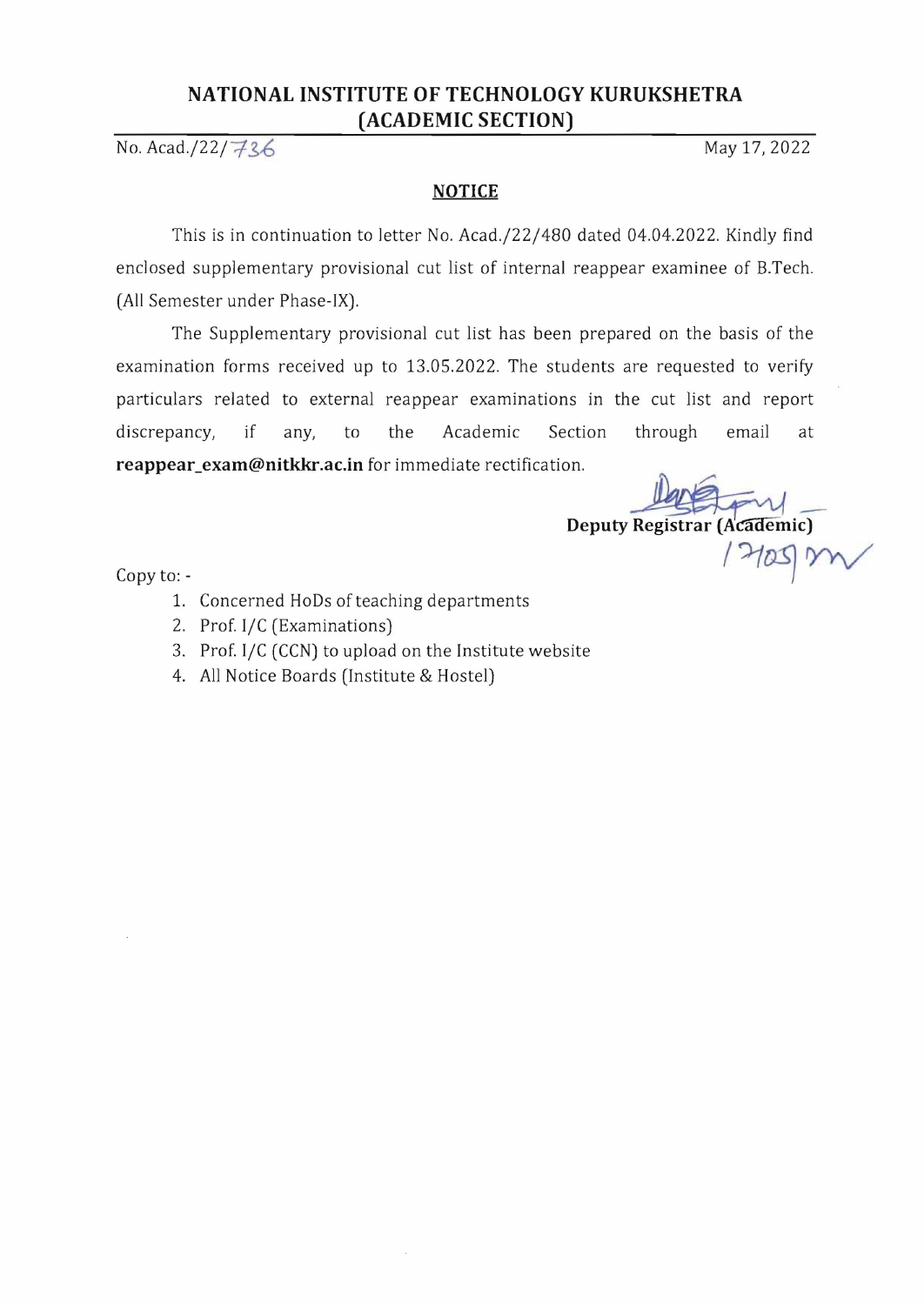# NATIONAL INSTITUTE OF TECHNOLOGY KURUKSHETRA
## (ACADEMIC SECTION)

No. Acad./22/736 May 17, 2022

**NOTICE**

This is in continuation to letter No. Acad./22/480 dated 04.04.2022. Kindly find enclosed supplementary provisional cut list of internal reappear examinee of B.Tech. (All Semester under Phase-IX).

The Supplementary provisional cut list has been prepared on the basis of the examination forms received up to 13.05.2022. The students are requested to verify particulars related to external reappear examinations in the cut list and report discrepancy, if any, to the Academic Section through email at **reappear_exam@nitkkr.ac.in** for immediate rectification.

**Deputy Registrar (Academic)**

17/05

Copy to: -

1. Concerned HoDs of teaching departments
2. Prof. I/C (Examinations)
3. Prof. I/C (CCN) to upload on the Institute website
4. All Notice Boards (Institute & Hostel)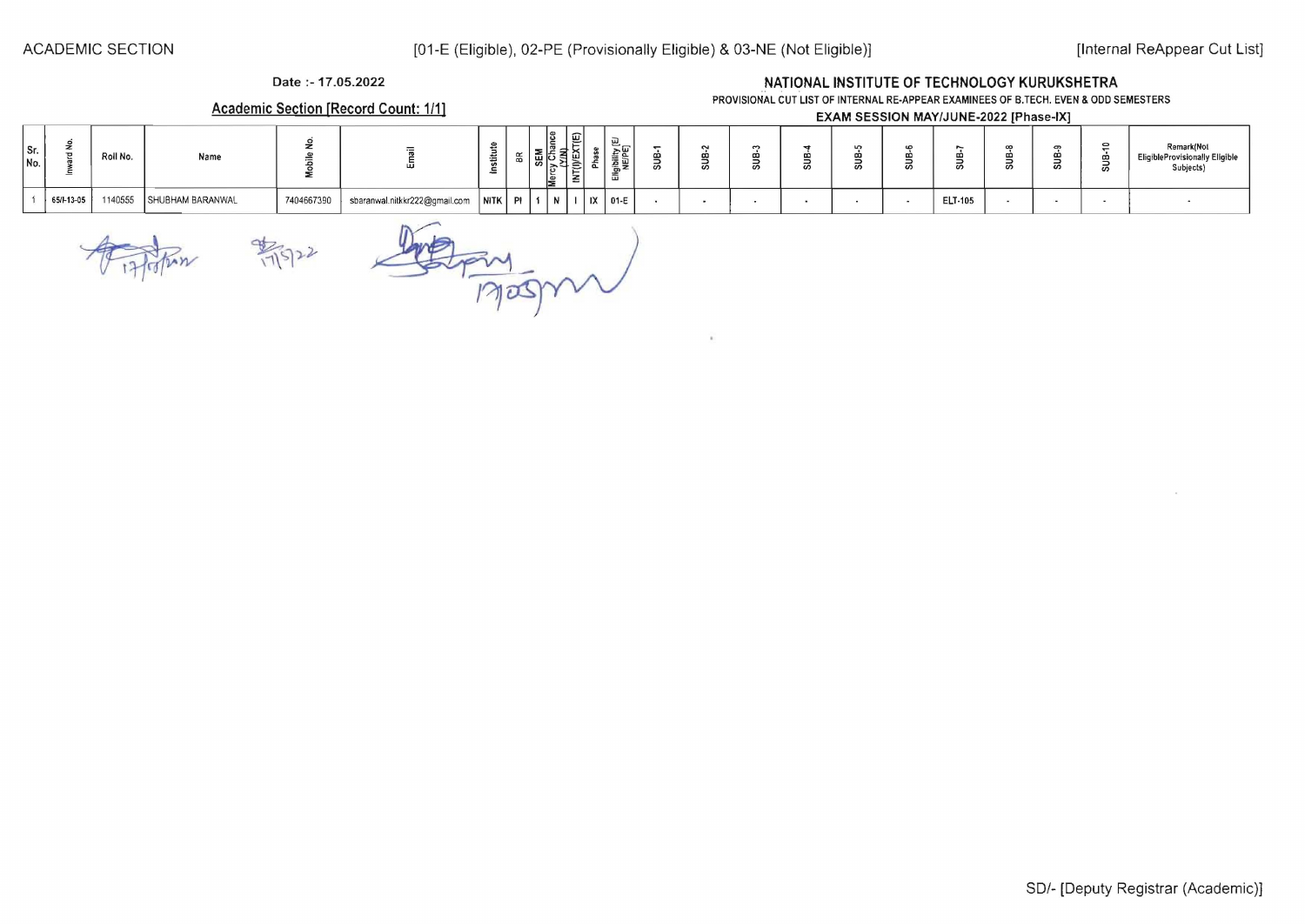ACADEMIC SECTION

[01-E (Eligible), 02-PE (Provisionally Eligible) & 03-NE (Not Eligible)]

[Internal ReAppear Cut List]

Date :- 17.05.2022

**Academic Section [Record Count: 1/1]**

**NATIONAL INSTITUTE OF TECHNOLOGY KURUKSHETRA**

PROVISIONAL CUT LIST OF INTERNAL RE-APPEAR EXAMINEES OF B.TECH. EVEN & ODD SEMESTERS

**EXAM SESSION MAY/JUNE-2022 [Phase-IX]**

| Sr. No. | Inward No. | Roll No. | Name | Mobile No. | Email | Institute | BR | SEM | Mercy Chance (Y/N) | INT(I)/EXT(E) | Phase | Eligibility [E/NE/PE] | SUB-1 | SUB-2 | SUB-3 | SUB-4 | SUB-5 | SUB-6 | SUB-7 | SUB-8 | SUB-9 | SUB-10 | Remark(Not Eligible/Provisionally Eligible Subjects) |
|---|---|---|---|---|---|---|---|---|---|---|---|---|---|---|---|---|---|---|---|---|---|---|---|
| 1 | 65/I-13-05 | 1140555 | SHUBHAM BARANWAL | 7404667390 | sbaranwal.nitkkr222@gmail.com | NITK | PI | 1 | N | I | IX | 01-E | - | - | - | - | - | - | ELT-105 | - | - | - | - |

SD/- [Deputy Registrar (Academic)]